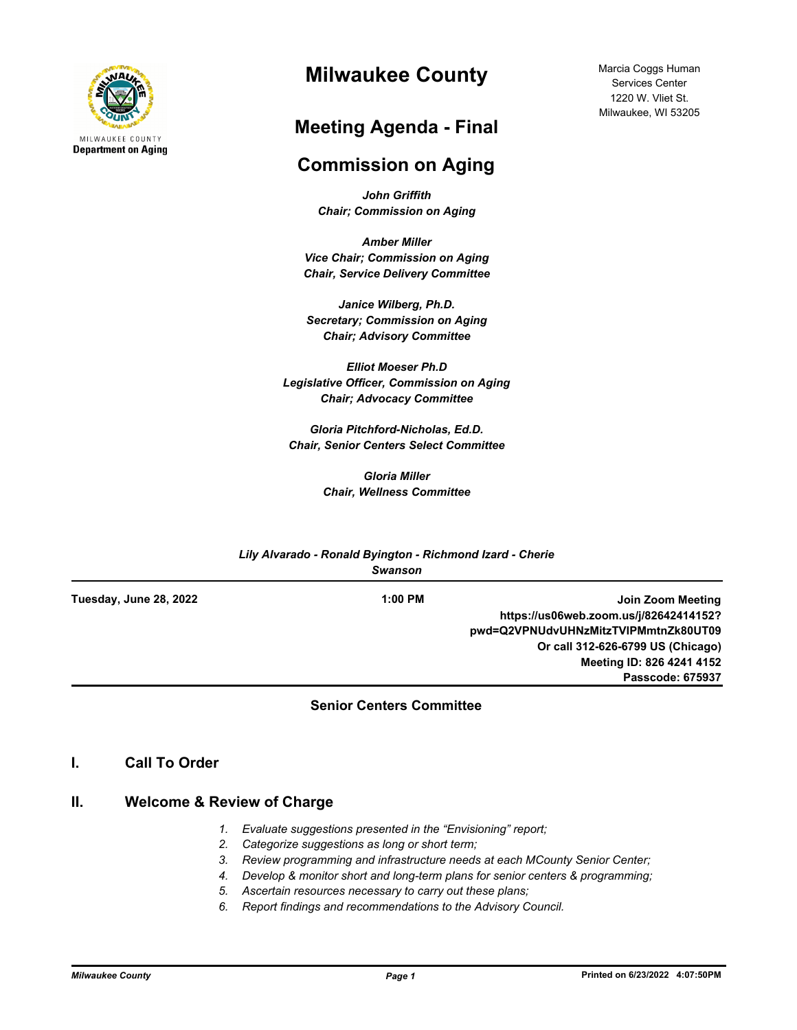MILWAUKEE COUNTY
**Department on Aging**

# Milwaukee County

Marcia Coggs Human Services Center
1220 W. Vliet St.
Milwaukee, WI 53205

## Meeting Agenda - Final

## Commission on Aging

***John Griffith***
***Chair; Commission on Aging***

***Amber Miller***
***Vice Chair; Commission on Aging***
***Chair, Service Delivery Committee***

***Janice Wilberg, Ph.D.***
***Secretary; Commission on Aging***
***Chair; Advisory Committee***

***Elliot Moeser Ph.D***
***Legislative Officer, Commission on Aging***
***Chair; Advocacy Committee***

***Gloria Pitchford-Nicholas, Ed.D.***
***Chair, Senior Centers Select Committee***

***Gloria Miller***
***Chair, Wellness Committee***

***Lily Alvarado - Ronald Byington - Richmond Izard - Cherie Swanson***

---

**Tuesday, June 28, 2022** | **1:00 PM** | **Join Zoom Meeting**
**https://us06web.zoom.us/j/82642414152?pwd=Q2VPNUdvUHNzMitzTVlPMmtnZk80UT09**
**Or call 312-626-6799 US (Chicago)**
**Meeting ID: 826 4241 4152**
**Passcode: 675937**

---

### Senior Centers Committee

## I. Call To Order

## II. Welcome & Review of Charge

1. *Evaluate suggestions presented in the "Envisioning" report;*
2. *Categorize suggestions as long or short term;*
3. *Review programming and infrastructure needs at each MCounty Senior Center;*
4. *Develop & monitor short and long-term plans for senior centers & programming;*
5. *Ascertain resources necessary to carry out these plans;*
6. *Report findings and recommendations to the Advisory Council.*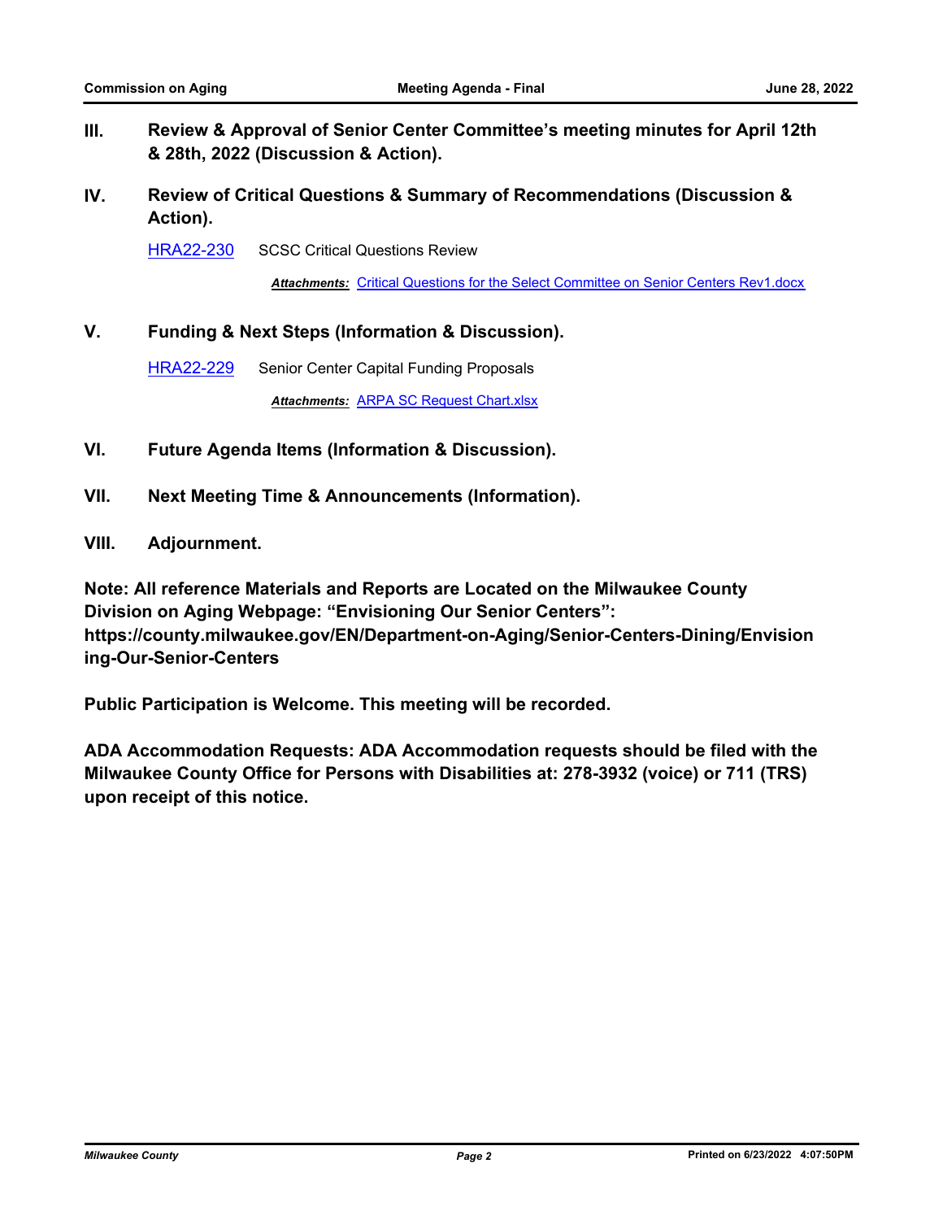## III. Review & Approval of Senior Center Committee's meeting minutes for April 12th & 28th, 2022 (Discussion & Action).

## IV. Review of Critical Questions & Summary of Recommendations (Discussion & Action).

HRA22-230 SCSC Critical Questions Review

***Attachments:*** Critical Questions for the Select Committee on Senior Centers Rev1.docx

## V. Funding & Next Steps (Information & Discussion).

HRA22-229 Senior Center Capital Funding Proposals

***Attachments:*** ARPA SC Request Chart.xlsx

## VI. Future Agenda Items (Information & Discussion).

## VII. Next Meeting Time & Announcements (Information).

## VIII. Adjournment.

**Note: All reference Materials and Reports are Located on the Milwaukee County Division on Aging Webpage: "Envisioning Our Senior Centers": https://county.milwaukee.gov/EN/Department-on-Aging/Senior-Centers-Dining/Envisioning-Our-Senior-Centers**

**Public Participation is Welcome. This meeting will be recorded.**

**ADA Accommodation Requests: ADA Accommodation requests should be filed with the Milwaukee County Office for Persons with Disabilities at: 278-3932 (voice) or 711 (TRS) upon receipt of this notice.**